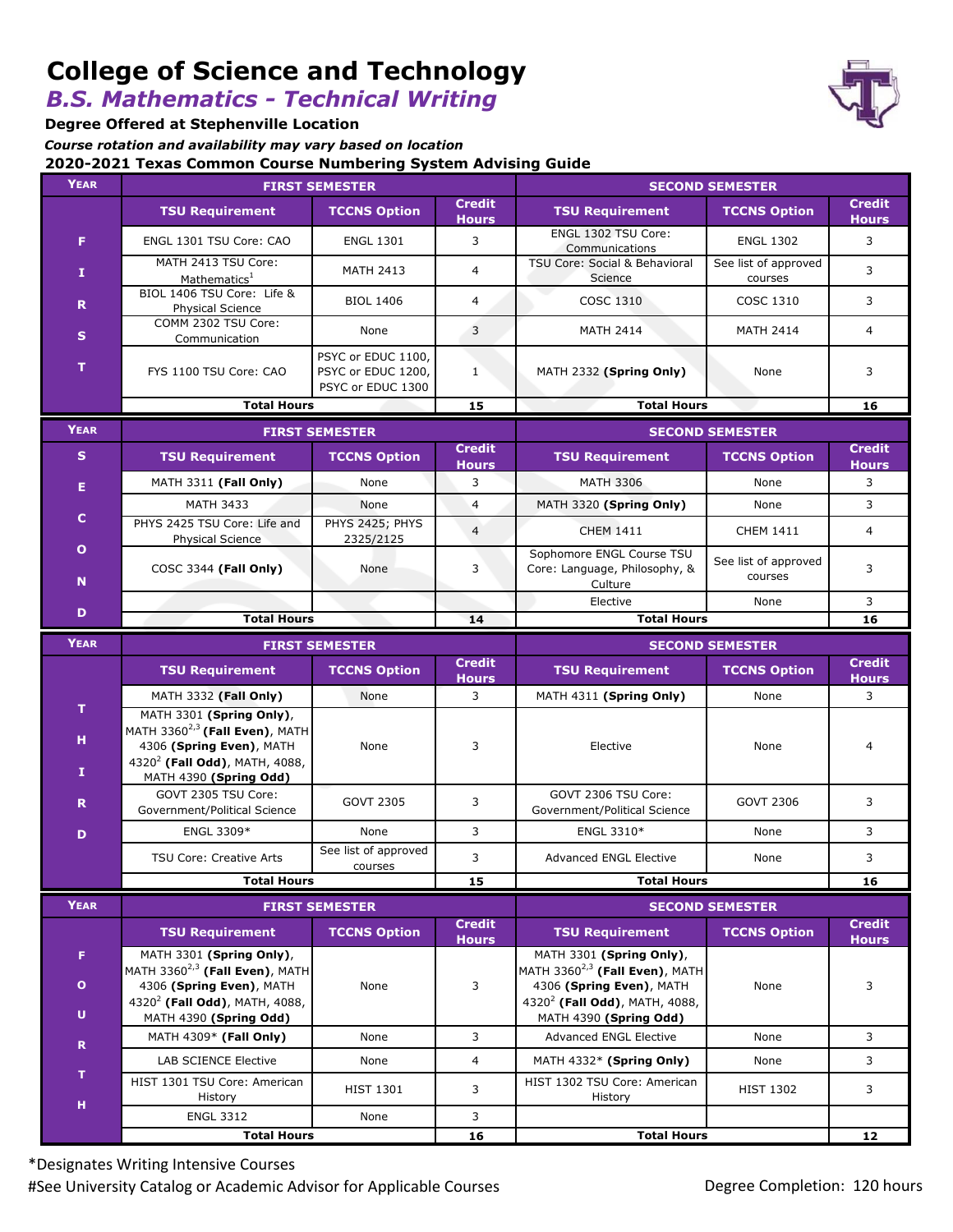# College of Science and Technology

## *B.S. Mathematics - Technical Writing*

**Degree Offered at Stephenville Location**

*Course rotation and availability may vary based on location*

**2020-2021 Texas Common Course Numbering System Advising Guide**

| Year | FIRST SEMESTER | | | SECOND SEMESTER | | |
|---|---|---|---|---|---|---|
| | **TSU Requirement** | **TCCNS Option** | **Credit Hours** | **TSU Requirement** | **TCCNS Option** | **Credit Hours** |
| FIRST | ENGL 1301 TSU Core: CAO | ENGL 1301 | 3 | ENGL 1302 TSU Core: Communications | ENGL 1302 | 3 |
| | MATH 2413 TSU Core: Mathematics[1] | MATH 2413 | 4 | TSU Core: Social & Behavioral Science | See list of approved courses | 3 |
| | BIOL 1406 TSU Core: Life & Physical Science | BIOL 1406 | 4 | COSC 1310 | COSC 1310 | 3 |
| | COMM 2302 TSU Core: Communication | None | 3 | MATH 2414 | MATH 2414 | 4 |
| | FYS 1100 TSU Core: CAO | PSYC or EDUC 1100, PSYC or EDUC 1200, PSYC or EDUC 1300 | 1 | MATH 2332 **(Spring Only)** | None | 3 |
| | **Total Hours** | | **15** | **Total Hours** | | **16** |

| Year | FIRST SEMESTER | | | SECOND SEMESTER | | |
|---|---|---|---|---|---|---|
| | **TSU Requirement** | **TCCNS Option** | **Credit Hours** | **TSU Requirement** | **TCCNS Option** | **Credit Hours** |
| SECOND | MATH 3311 **(Fall Only)** | None | 3 | MATH 3306 | None | 3 |
| | MATH 3433 | None | 4 | MATH 3320 **(Spring Only)** | None | 3 |
| | PHYS 2425 TSU Core: Life and Physical Science | PHYS 2425; PHYS 2325/2125 | 4 | CHEM 1411 | CHEM 1411 | 4 |
| | COSC 3344 **(Fall Only)** | None | 3 | Sophomore ENGL Course TSU Core: Language, Philosophy, & Culture | See list of approved courses | 3 |
| | | | | Elective | None | 3 |
| | **Total Hours** | | **14** | **Total Hours** | | **16** |

| Year | FIRST SEMESTER | | | SECOND SEMESTER | | |
|---|---|---|---|---|---|---|
| | **TSU Requirement** | **TCCNS Option** | **Credit Hours** | **TSU Requirement** | **TCCNS Option** | **Credit Hours** |
| THIRD | MATH 3332 **(Fall Only)** | None | 3 | MATH 4311 **(Spring Only)** | None | 3 |
| | MATH 3301 **(Spring Only)**, MATH 3360[2,3] **(Fall Even)**, MATH 4306 **(Spring Even)**, MATH 4320[2] **(Fall Odd)**, MATH, 4088, MATH 4390 **(Spring Odd)** | None | 3 | Elective | None | 4 |
| | GOVT 2305 TSU Core: Government/Political Science | GOVT 2305 | 3 | GOVT 2306 TSU Core: Government/Political Science | GOVT 2306 | 3 |
| | ENGL 3309* | None | 3 | ENGL 3310* | None | 3 |
| | TSU Core: Creative Arts | See list of approved courses | 3 | Advanced ENGL Elective | None | 3 |
| | **Total Hours** | | **15** | **Total Hours** | | **16** |

| Year | FIRST SEMESTER | | | SECOND SEMESTER | | |
|---|---|---|---|---|---|---|
| | **TSU Requirement** | **TCCNS Option** | **Credit Hours** | **TSU Requirement** | **TCCNS Option** | **Credit Hours** |
| FOURTH | MATH 3301 **(Spring Only)**, MATH 3360[2,3] **(Fall Even)**, MATH 4306 **(Spring Even)**, MATH 4320[2] **(Fall Odd)**, MATH, 4088, MATH 4390 **(Spring Odd)** | None | 3 | MATH 3301 **(Spring Only)**, MATH 3360[2,3] **(Fall Even)**, MATH 4306 **(Spring Even)**, MATH 4320[2] **(Fall Odd)**, MATH, 4088, MATH 4390 **(Spring Odd)** | None | 3 |
| | MATH 4309* **(Fall Only)** | None | 3 | Advanced ENGL Elective | None | 3 |
| | LAB SCIENCE Elective | None | 4 | MATH 4332* **(Spring Only)** | None | 3 |
| | HIST 1301 TSU Core: American History | HIST 1301 | 3 | HIST 1302 TSU Core: American History | HIST 1302 | 3 |
| | ENGL 3312 | None | 3 | | | |
| | **Total Hours** | | **16** | **Total Hours** | | **12** |

*Designates Writing Intensive Courses

#See University Catalog or Academic Advisor for Applicable Courses

Degree Completion: 120 hours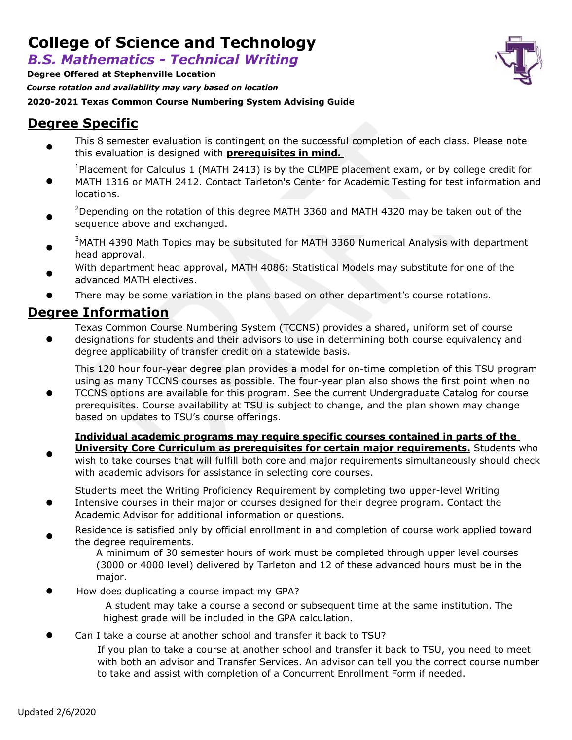# College of Science and Technology

## *B.S. Mathematics - Technical Writing*

**Degree Offered at Stephenville Location**

***Course rotation and availability may vary based on location***

**2020-2021 Texas Common Course Numbering System Advising Guide**

## Degree Specific

- This 8 semester evaluation is contingent on the successful completion of each class. Please note this evaluation is designed with **prerequisites in mind.**
- [1]Placement for Calculus 1 (MATH 2413) is by the CLMPE placement exam, or by college credit for MATH 1316 or MATH 2412. Contact Tarleton's Center for Academic Testing for test information and locations.
- [2]Depending on the rotation of this degree MATH 3360 and MATH 4320 may be taken out of the sequence above and exchanged.
- [3]MATH 4390 Math Topics may be subsituted for MATH 3360 Numerical Analysis with department head approval.
- With department head approval, MATH 4086: Statistical Models may substitute for one of the advanced MATH electives.
- There may be some variation in the plans based on other department's course rotations.

## Degree Information

- Texas Common Course Numbering System (TCCNS) provides a shared, uniform set of course designations for students and their advisors to use in determining both course equivalency and degree applicability of transfer credit on a statewide basis.
- This 120 hour four-year degree plan provides a model for on-time completion of this TSU program using as many TCCNS courses as possible. The four-year plan also shows the first point when no TCCNS options are available for this program. See the current Undergraduate Catalog for course prerequisites. Course availability at TSU is subject to change, and the plan shown may change based on updates to TSU's course offerings.
- **Individual academic programs may require specific courses contained in parts of the University Core Curriculum as prerequisites for certain major requirements.** Students who wish to take courses that will fulfill both core and major requirements simultaneously should check with academic advisors for assistance in selecting core courses.
- Students meet the Writing Proficiency Requirement by completing two upper-level Writing Intensive courses in their major or courses designed for their degree program. Contact the Academic Advisor for additional information or questions.
- Residence is satisfied only by official enrollment in and completion of course work applied toward the degree requirements.
  A minimum of 30 semester hours of work must be completed through upper level courses (3000 or 4000 level) delivered by Tarleton and 12 of these advanced hours must be in the major.
- How does duplicating a course impact my GPA?
  A student may take a course a second or subsequent time at the same institution. The highest grade will be included in the GPA calculation.
- Can I take a course at another school and transfer it back to TSU?
  If you plan to take a course at another school and transfer it back to TSU, you need to meet with both an advisor and Transfer Services. An advisor can tell you the correct course number to take and assist with completion of a Concurrent Enrollment Form if needed.

Updated 2/6/2020